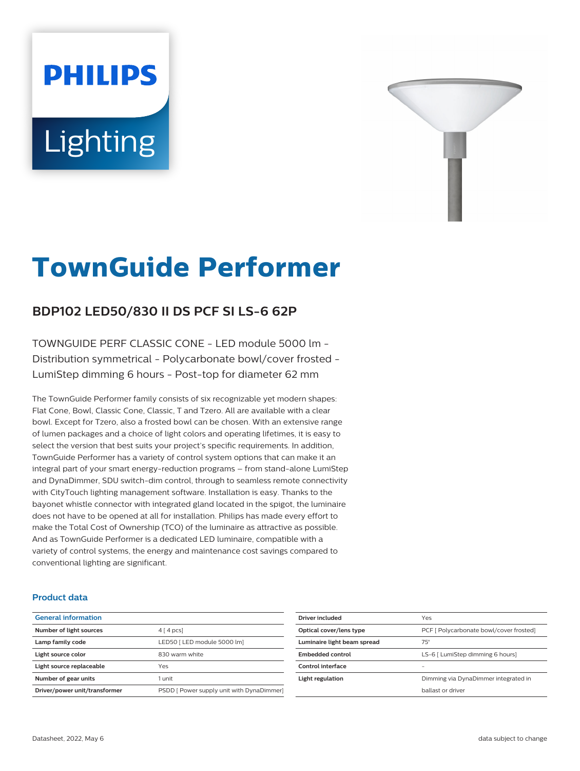# TownGuide Performer

## BDP102 LED50/830 II DS PCF SI LS-6 62P

TOWNGUIDE PERF CLASSIC CONE - LED module 5000 lm - Distribution symmetrical - Polycarbonate bowl/cover frosted - LumiStep dimming 6 hours - Post-top for diameter 62 mm

The TownGuide Performer family consists of six recognizable yet modern shapes: Flat Cone, Bowl, Classic Cone, Classic, T and Tzero. All are available with a clear bowl. Except for Tzero, also a frosted bowl can be chosen. With an extensive range of lumen packages and a choice of light colors and operating lifetimes, it is easy to select the version that best suits your project's specific requirements. In addition, TownGuide Performer has a variety of control system options that can make it an integral part of your smart energy-reduction programs – from stand-alone LumiStep and DynaDimmer, SDU switch-dim control, through to seamless remote connectivity with CityTouch lighting management software. Installation is easy. Thanks to the bayonet whistle connector with integrated gland located in the spigot, the luminaire does not have to be opened at all for installation. Philips has made every effort to make the Total Cost of Ownership (TCO) of the luminaire as attractive as possible. And as TownGuide Performer is a dedicated LED luminaire, compatible with a variety of control systems, the energy and maintenance cost savings compared to conventional lighting are significant.

### Product data

| General information | |
|---|---|
| Number of light sources | 4 [ 4 pcs] |
| Lamp family code | LED50 [ LED module 5000 lm] |
| Light source color | 830 warm white |
| Light source replaceable | Yes |
| Number of gear units | 1 unit |
| Driver/power unit/transformer | PSDD [ Power supply unit with DynaDimmer] |

| | |
|---|---|
| Driver included | Yes |
| Optical cover/lens type | PCF [ Polycarbonate bowl/cover frosted] |
| Luminaire light beam spread | 75° |
| Embedded control | LS-6 [ LumiStep dimming 6 hours] |
| Control interface | - |
| Light regulation | Dimming via DynaDimmer integrated in ballast or driver |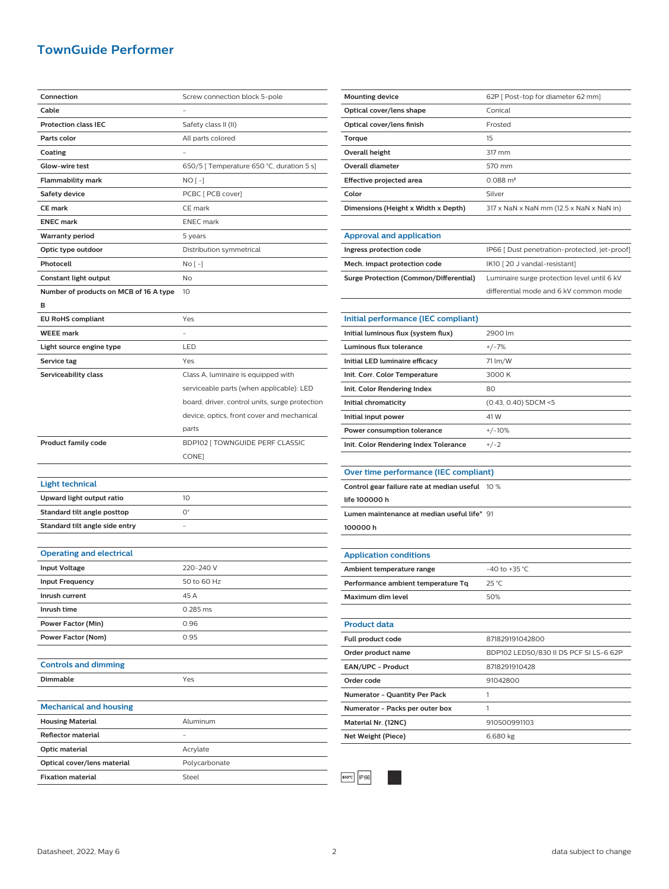# TownGuide Performer

| | |
|---|---|
| **Connection** | Screw connection block 5-pole |
| **Cable** | - |
| **Protection class IEC** | Safety class II (II) |
| **Parts color** | All parts colored |
| **Coating** | - |
| **Glow-wire test** | 650/5 [ Temperature 650 °C, duration 5 s] |
| **Flammability mark** | NO [ -] |
| **Safety device** | PCBC [ PCB cover] |
| **CE mark** | CE mark |
| **ENEC mark** | ENEC mark |
| **Warranty period** | 5 years |
| **Optic type outdoor** | Distribution symmetrical |
| **Photocell** | No [ -] |
| **Constant light output** | No |
| **Number of products on MCB of 16 A type B** | 10 |
| **EU RoHS compliant** | Yes |
| **WEEE mark** | - |
| **Light source engine type** | LED |
| **Service tag** | Yes |
| **Serviceability class** | Class A, luminaire is equipped with serviceable parts (when applicable): LED board, driver, control units, surge protection device, optics, front cover and mechanical parts |
| **Product family code** | BDP102 [ TOWNGUIDE PERF CLASSIC CONE] |

## Light technical

| | |
|---|---|
| **Upward light output ratio** | 10 |
| **Standard tilt angle posttop** | 0° |
| **Standard tilt angle side entry** | - |

## Operating and electrical

| | |
|---|---|
| **Input Voltage** | 220-240 V |
| **Input Frequency** | 50 to 60 Hz |
| **Inrush current** | 45 A |
| **Inrush time** | 0.285 ms |
| **Power Factor (Min)** | 0.96 |
| **Power Factor (Nom)** | 0.95 |

## Controls and dimming

| | |
|---|---|
| **Dimmable** | Yes |

## Mechanical and housing

| | |
|---|---|
| **Housing Material** | Aluminum |
| **Reflector material** | - |
| **Optic material** | Acrylate |
| **Optical cover/lens material** | Polycarbonate |
| **Fixation material** | Steel |
| **Mounting device** | 62P [ Post-top for diameter 62 mm] |
| **Optical cover/lens shape** | Conical |
| **Optical cover/lens finish** | Frosted |
| **Torque** | 15 |
| **Overall height** | 317 mm |
| **Overall diameter** | 570 mm |
| **Effective projected area** | 0.088 m² |
| **Color** | Silver |
| **Dimensions (Height x Width x Depth)** | 317 x NaN x NaN mm (12.5 x NaN x NaN in) |

## Approval and application

| | |
|---|---|
| **Ingress protection code** | IP66 [ Dust penetration-protected, jet-proof] |
| **Mech. impact protection code** | IK10 [ 20 J vandal-resistant] |
| **Surge Protection (Common/Differential)** | Luminaire surge protection level until 6 kV differential mode and 6 kV common mode |

## Initial performance (IEC compliant)

| | |
|---|---|
| **Initial luminous flux (system flux)** | 2900 lm |
| **Luminous flux tolerance** | +/-7% |
| **Initial LED luminaire efficacy** | 71 lm/W |
| **Init. Corr. Color Temperature** | 3000 K |
| **Init. Color Rendering Index** | 80 |
| **Initial chromaticity** | (0.43, 0.40) SDCM <5 |
| **Initial input power** | 41 W |
| **Power consumption tolerance** | +/-10% |
| **Init. Color Rendering Index Tolerance** | +/-2 |

## Over time performance (IEC compliant)

| | |
|---|---|
| **Control gear failure rate at median useful life 100000 h** | 10 % |
| **Lumen maintenance at median useful life* 100000 h** | 91 |

## Application conditions

| | |
|---|---|
| **Ambient temperature range** | -40 to +35 °C |
| **Performance ambient temperature Tq** | 25 °C |
| **Maximum dim level** | 50% |

## Product data

| | |
|---|---|
| **Full product code** | 871829191042800 |
| **Order product name** | BDP102 LED50/830 II DS PCF SI LS-6 62P |
| **EAN/UPC - Product** | 8718291910428 |
| **Order code** | 91042800 |
| **Numerator - Quantity Per Pack** | 1 |
| **Numerator - Packs per outer box** | 1 |
| **Material Nr. (12NC)** | 910500991103 |
| **Net Weight (Piece)** | 6.680 kg |

650°C IP66

Datasheet, 2022, May 6

data subject to change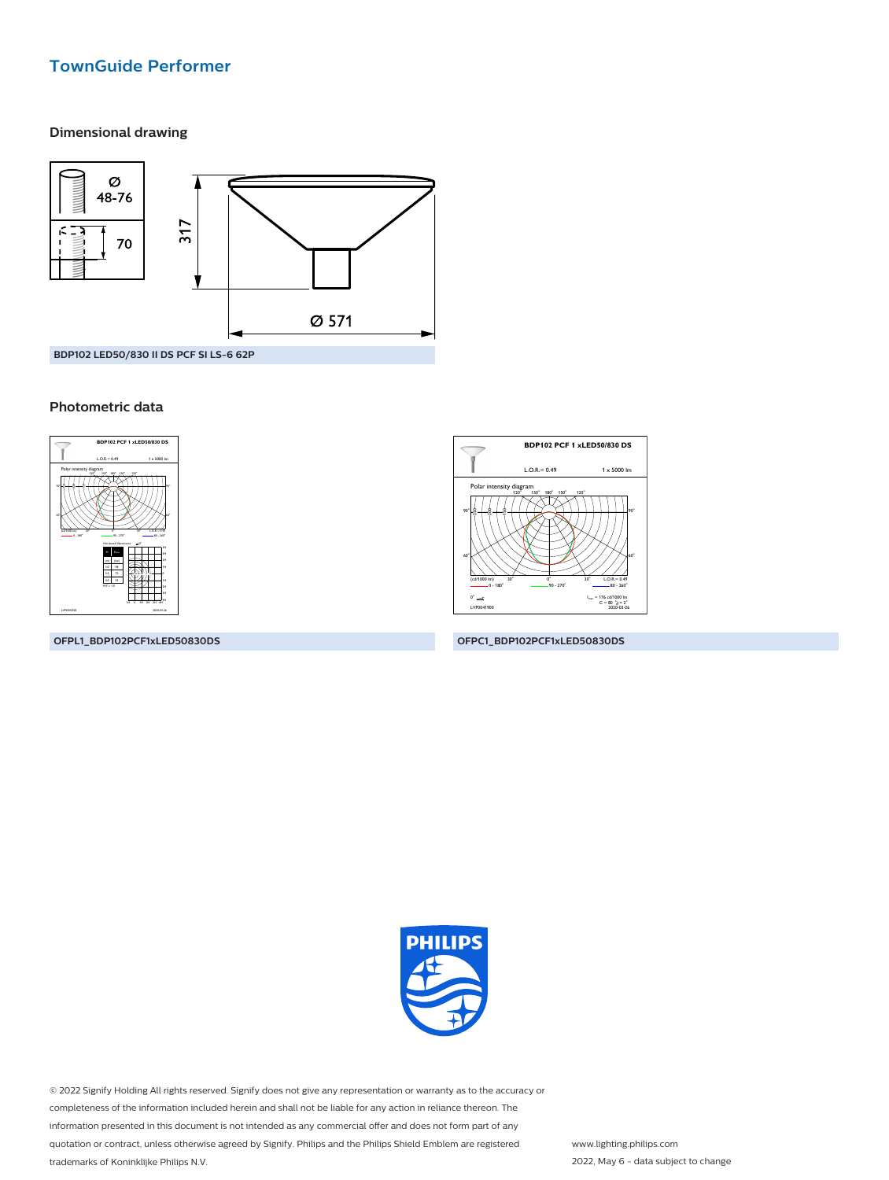# TownGuide Performer

## Dimensional drawing

Ø 48-76

70

317

Ø 571

BDP102 LED50/830 II DS PCF SI LS-6 62P

## Photometric data

BDP102 PCF 1 xLED50/830 DS

L.O.R.= 0.49

1 x 5000 lm

Polar intensity diagram

OFPL1_BDP102PCF1xLED50830DS

BDP102 PCF 1 xLED50/830 DS

L.O.R.= 0.49

1 x 5000 lm

Polar intensity diagram

120° 150° 180° 150° 120°

90° 90°

60° 60°

(cd/1000 lm) 30° 0° 30° L.O.R.= 0.49

0 - 180° 90 - 270° 80 - 260°

LVP0041900

$I_{max}$ = 176 cd/1000 lm

C = 80 γ = 2°

2020-03-26

OFPC1_BDP102PCF1xLED50830DS

© 2022 Signify Holding All rights reserved. Signify does not give any representation or warranty as to the accuracy or completeness of the information included herein and shall not be liable for any action in reliance thereon. The information presented in this document is not intended as any commercial offer and does not form part of any quotation or contract, unless otherwise agreed by Signify. Philips and the Philips Shield Emblem are registered trademarks of Koninklijke Philips N.V.

www.lighting.philips.com

2022, May 6 - data subject to change